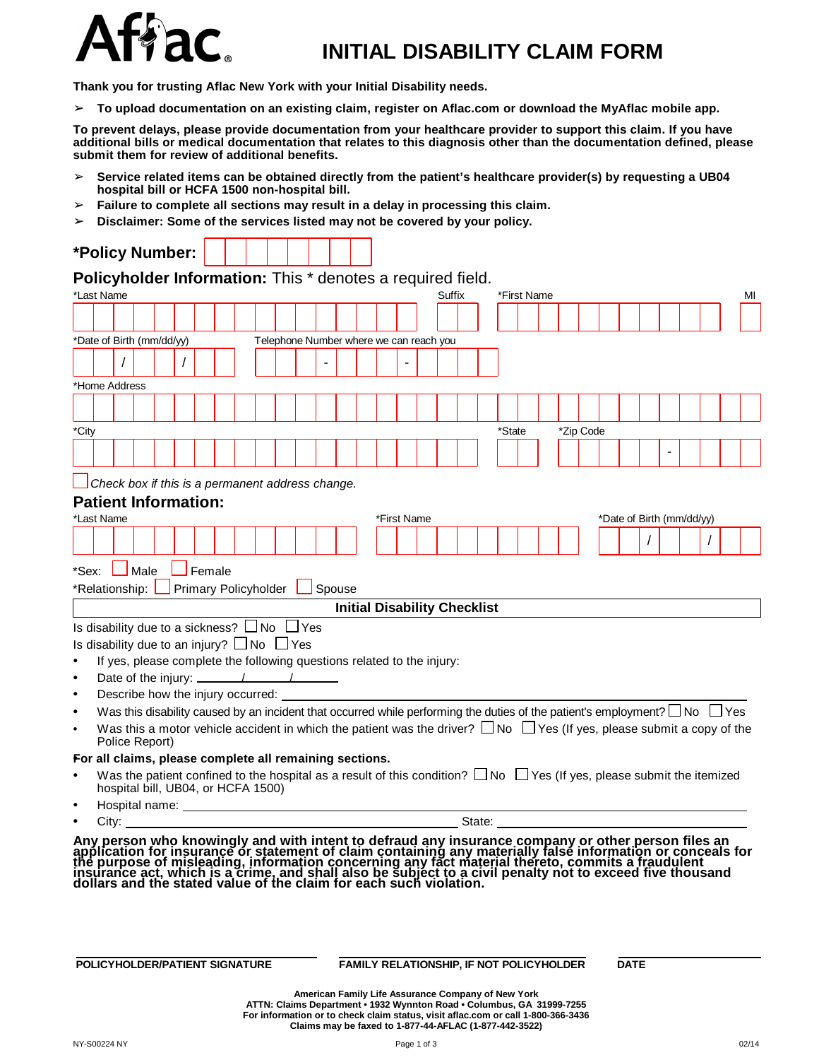# INITIAL DISABILITY CLAIM FORM

**Thank you for trusting Aflac New York with your Initial Disability needs.**

- **To upload documentation on an existing claim, register on Aflac.com or download the MyAflac mobile app.**

**To prevent delays, please provide documentation from your healthcare provider to support this claim. If you have additional bills or medical documentation that relates to this diagnosis other than the documentation defined, please submit them for review of additional benefits.**

- **Service related items can be obtained directly from the patient's healthcare provider(s) by requesting a UB04 hospital bill or HCFA 1500 non-hospital bill.**
- **Failure to complete all sections may result in a delay in processing this claim.**
- **Disclaimer: Some of the services listed may not be covered by your policy.**

**\*Policy Number:** ______________

## Policyholder Information: This * denotes a required field.

*Last Name ______________ Suffix ____ *First Name ______________ MI ____

*Date of Birth (mm/dd/yy) ___ / ___ / ___ Telephone Number where we can reach you ___ - ___ - ____

*Home Address ______________________________

*City ______________ *State ____ *Zip Code _____ - ____

☐ *Check box if this is a permanent address change.*

## Patient Information:

*Last Name ______________ *First Name ______________ *Date of Birth (mm/dd/yy) ___ / ___ / ___

*Sex: ☐ Male ☐ Female

*Relationship: ☐ Primary Policyholder ☐ Spouse

### Initial Disability Checklist

Is disability due to a sickness? ☐ No ☐ Yes

Is disability due to an injury? ☐ No ☐ Yes

- If yes, please complete the following questions related to the injury:
- Date of the injury: ______ / ______ / ______
- Describe how the injury occurred: ______________________________
- Was this disability caused by an incident that occurred while performing the duties of the patient's employment? ☐ No ☐ Yes
- Was this a motor vehicle accident in which the patient was the driver? ☐ No ☐ Yes (If yes, please submit a copy of the Police Report)

**For all claims, please complete all remaining sections.**

- Was the patient confined to the hospital as a result of this condition? ☐ No ☐ Yes (If yes, please submit the itemized hospital bill, UB04, or HCFA 1500)
- Hospital name: ______________________________
- City: ______________________________ State: ______________

**Any person who knowingly and with intent to defraud any insurance company or other person files an application for insurance or statement of claim containing any materially false information or conceals for the purpose of misleading, information concerning any fact material thereto, commits a fraudulent insurance act, which is a crime, and shall also be subject to a civil penalty not to exceed five thousand dollars and the stated value of the claim for each such violation.**

| **POLICYHOLDER/PATIENT SIGNATURE** | **FAMILY RELATIONSHIP, IF NOT POLICYHOLDER** | **DATE** |
|---|---|---|
| | | |

**American Family Life Assurance Company of New York**
**ATTN: Claims Department • 1932 Wynnton Road • Columbus, GA 31999-7255**
**For information or to check claim status, visit aflac.com or call 1-800-366-3436**
**Claims may be faxed to 1-877-44-AFLAC (1-877-442-3522)**

NY-S00224 NY 02/14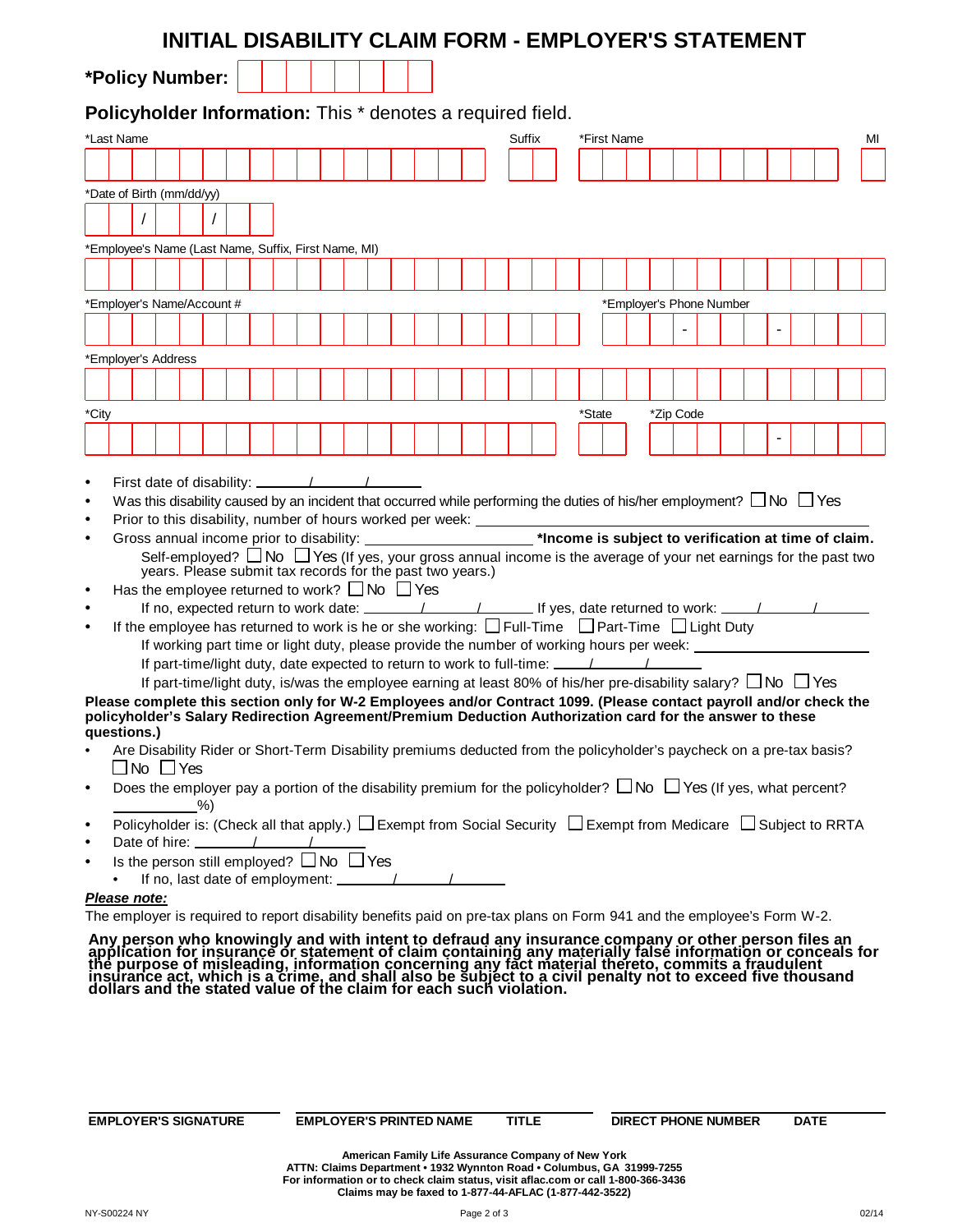# INITIAL DISABILITY CLAIM FORM - EMPLOYER'S STATEMENT

**\*Policy Number:**

**Policyholder Information:** This * denotes a required field.

*Last Name | Suffix | *First Name | MI

*Date of Birth (mm/dd/yy) \_\_ / \_\_ / \_\_

*Employee's Name (Last Name, Suffix, First Name, MI)

*Employer's Name/Account # | *Employer's Phone Number \_\_\_-\_\_\_-\_\_\_\_

*Employer's Address

*City | *State | *Zip Code \_\_\_\_\_-\_\_\_\_

- First date of disability: \_\_\_\_/\_\_\_\_/\_\_\_\_
- Was this disability caused by an incident that occurred while performing the duties of his/her employment? ☐ No ☐ Yes
- Prior to this disability, number of hours worked per week: \_\_\_\_\_\_\_\_\_\_
- Gross annual income prior to disability: \_\_\_\_\_\_\_\_\_\_ **\*Income is subject to verification at time of claim.**
  Self-employed? ☐ No ☐ Yes (If yes, your gross annual income is the average of your net earnings for the past two years. Please submit tax records for the past two years.)
- Has the employee returned to work? ☐ No ☐ Yes
- If no, expected return to work date: \_\_\_\_/\_\_\_\_/\_\_\_\_ If yes, date returned to work: \_\_\_\_/\_\_\_\_/\_\_\_\_
- If the employee has returned to work is he or she working: ☐ Full-Time ☐ Part-Time ☐ Light Duty
  If working part time or light duty, please provide the number of working hours per week: \_\_\_\_\_\_\_\_\_\_
  If part-time/light duty, date expected to return to work to full-time: \_\_\_\_/\_\_\_\_/\_\_\_\_
  If part-time/light duty, is/was the employee earning at least 80% of his/her pre-disability salary? ☐ No ☐ Yes

**Please complete this section only for W-2 Employees and/or Contract 1099. (Please contact payroll and/or check the policyholder's Salary Redirection Agreement/Premium Deduction Authorization card for the answer to these questions.)**

- Are Disability Rider or Short-Term Disability premiums deducted from the policyholder's paycheck on a pre-tax basis? ☐ No ☐ Yes
- Does the employer pay a portion of the disability premium for the policyholder? ☐ No ☐ Yes (If yes, what percent? \_\_\_\_\_\_\_\_%)
- Policyholder is: (Check all that apply.) ☐ Exempt from Social Security ☐ Exempt from Medicare ☐ Subject to RRTA
- Date of hire: \_\_\_\_/\_\_\_\_/\_\_\_\_
- Is the person still employed? ☐ No ☐ Yes
  - If no, last date of employment: \_\_\_\_/\_\_\_\_/\_\_\_\_

***Please note:***

The employer is required to report disability benefits paid on pre-tax plans on Form 941 and the employee's Form W-2.

**Any person who knowingly and with intent to defraud any insurance company or other person files an application for insurance or statement of claim containing any materially false information or conceals for the purpose of misleading, information concerning any fact material thereto, commits a fraudulent insurance act, which is a crime, and shall also be subject to a civil penalty not to exceed five thousand dollars and the stated value of the claim for each such violation.**

**EMPLOYER'S SIGNATURE** | **EMPLOYER'S PRINTED NAME** | **TITLE** | **DIRECT PHONE NUMBER** | **DATE**

**American Family Life Assurance Company of New York**
**ATTN: Claims Department • 1932 Wynnton Road • Columbus, GA 31999-7255**
**For information or to check claim status, visit aflac.com or call 1-800-366-3436**
**Claims may be faxed to 1-877-44-AFLAC (1-877-442-3522)**

NY-S00224 NY 02/14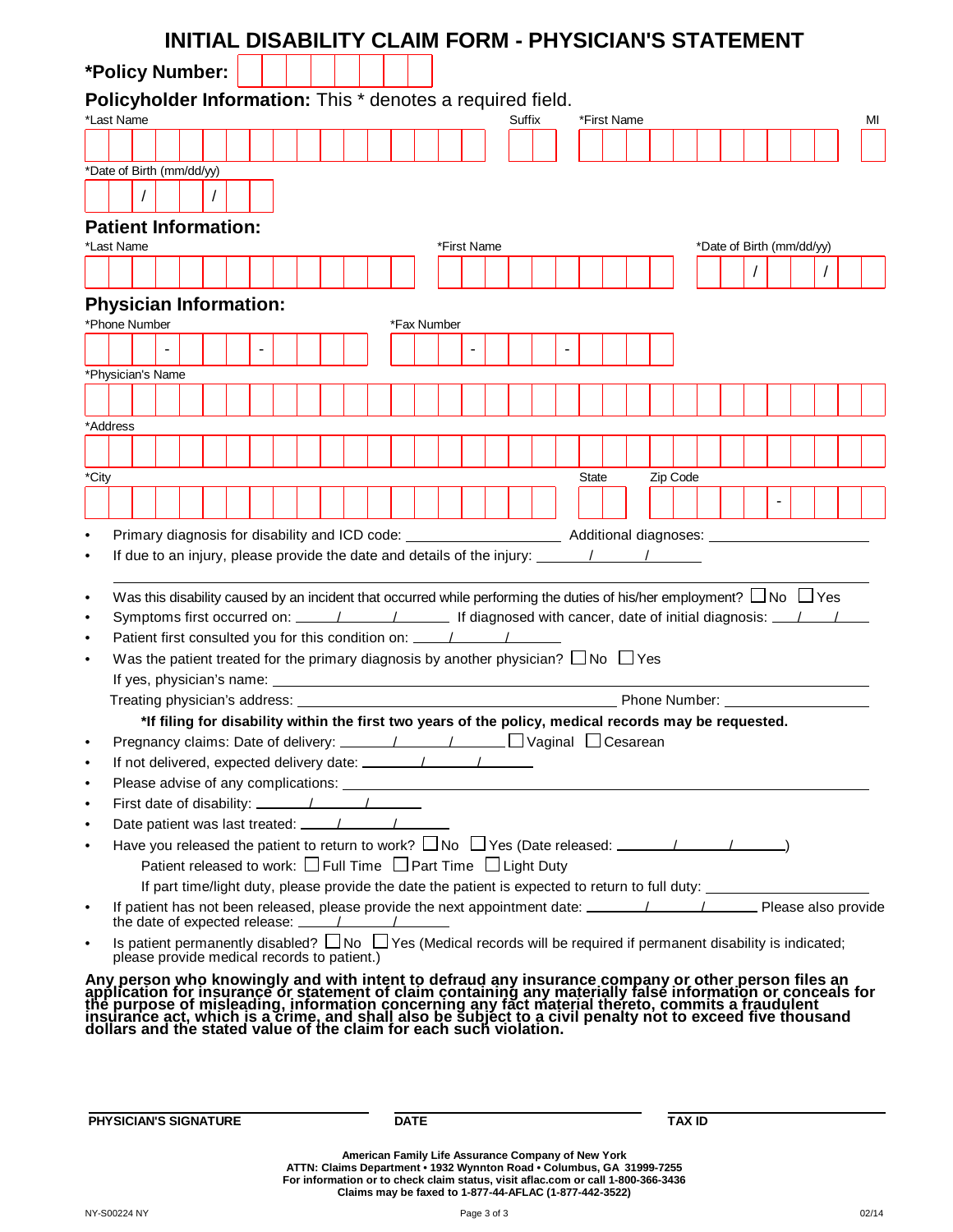# INITIAL DISABILITY CLAIM FORM - PHYSICIAN'S STATEMENT

**\*Policy Number:**

**Policyholder Information:** This * denotes a required field.

*Last Name | Suffix | *First Name | MI

*Date of Birth (mm/dd/yy) / /

**Patient Information:**

*Last Name | *First Name | *Date of Birth (mm/dd/yy) / /

**Physician Information:**

*Phone Number - - | *Fax Number - -

*Physician's Name

*Address

*City | State | Zip Code -

- Primary diagnosis for disability and ICD code: ____________ Additional diagnoses: ____________
- If due to an injury, please provide the date and details of the injury: ____/____/____
- Was this disability caused by an incident that occurred while performing the duties of his/her employment? ☐ No ☐ Yes
- Symptoms first occurred on: ____/____/____ If diagnosed with cancer, date of initial diagnosis: ____/____/____
- Patient first consulted you for this condition on: ____/____/____
- Was the patient treated for the primary diagnosis by another physician? ☐ No ☐ Yes

  If yes, physician's name: ____________

  Treating physician's address: ____________ Phone Number: ____________

  **\*If filing for disability within the first two years of the policy, medical records may be requested.**
- Pregnancy claims: Date of delivery: ____/____/____ ☐ Vaginal ☐ Cesarean
- If not delivered, expected delivery date: ____/____/____
- Please advise of any complications: ____________
- First date of disability: ____/____/____
- Date patient was last treated: ____/____/____
- Have you released the patient to return to work? ☐ No ☐ Yes (Date released: ____/____/____)

  Patient released to work: ☐ Full Time ☐ Part Time ☐ Light Duty

  If part time/light duty, please provide the date the patient is expected to return to full duty: ____________
- If patient has not been released, please provide the next appointment date: ____/____/____ Please also provide the date of expected release: ____/____/____
- Is patient permanently disabled? ☐ No ☐ Yes (Medical records will be required if permanent disability is indicated; please provide medical records to patient.)

**Any person who knowingly and with intent to defraud any insurance company or other person files an application for insurance or statement of claim containing any materially false information or conceals for the purpose of misleading, information concerning any fact material thereto, commits a fraudulent insurance act, which is a crime, and shall also be subject to a civil penalty not to exceed five thousand dollars and the stated value of the claim for each such violation.**

**PHYSICIAN'S SIGNATURE** ____________ **DATE** ____________ **TAX ID** ____________

**American Family Life Assurance Company of New York**
**ATTN: Claims Department • 1932 Wynnton Road • Columbus, GA 31999-7255**
**For information or to check claim status, visit aflac.com or call 1-800-366-3436**
**Claims may be faxed to 1-877-44-AFLAC (1-877-442-3522)**

NY-S00224 NY 02/14